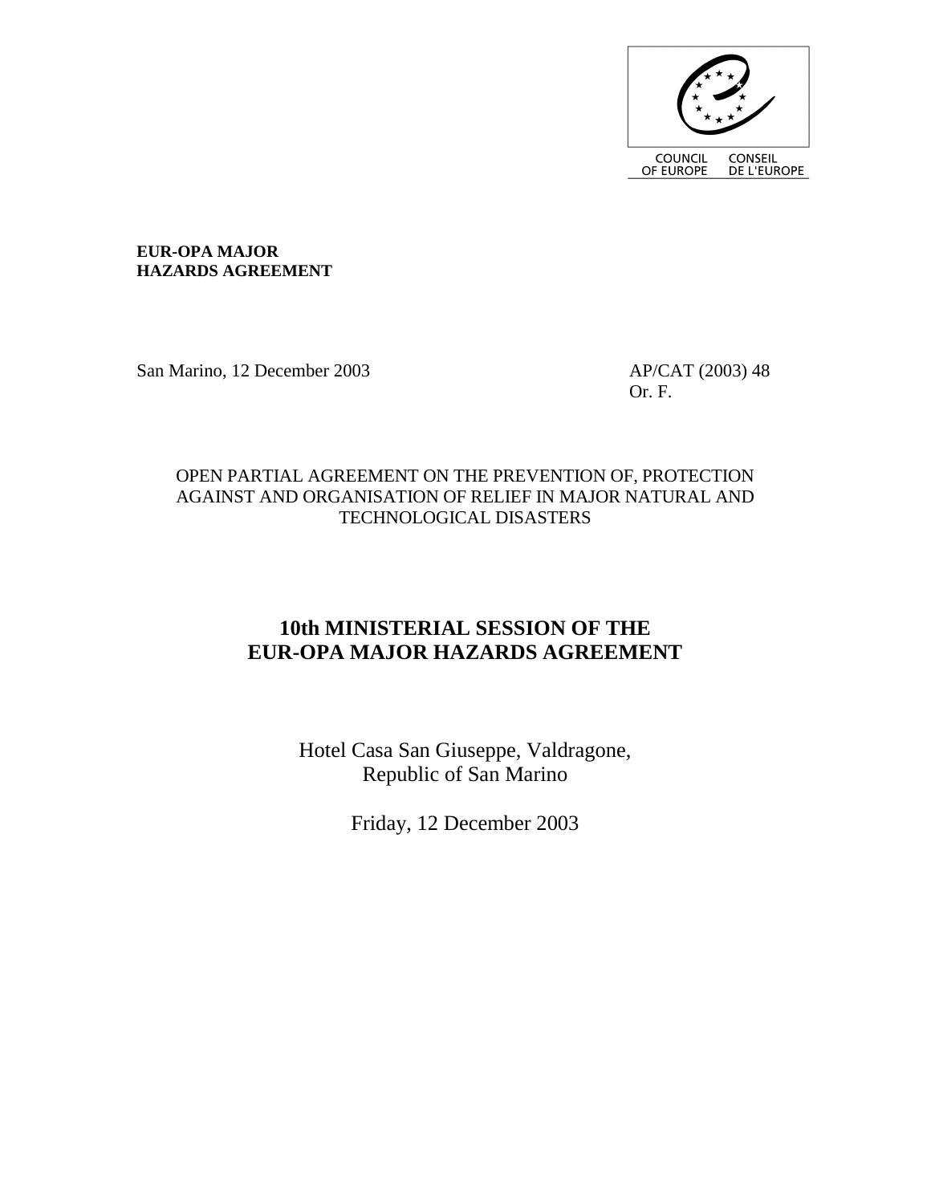COUNCIL OF EUROPE CONSEIL DE L'EUROPE

**EUR-OPA MAJOR HAZARDS AGREEMENT**

San Marino, 12 December 2003

AP/CAT (2003) 48
Or. F.

OPEN PARTIAL AGREEMENT ON THE PREVENTION OF, PROTECTION AGAINST AND ORGANISATION OF RELIEF IN MAJOR NATURAL AND TECHNOLOGICAL DISASTERS

# 10th MINISTERIAL SESSION OF THE EUR-OPA MAJOR HAZARDS AGREEMENT

Hotel Casa San Giuseppe, Valdragone,
Republic of San Marino

Friday, 12 December 2003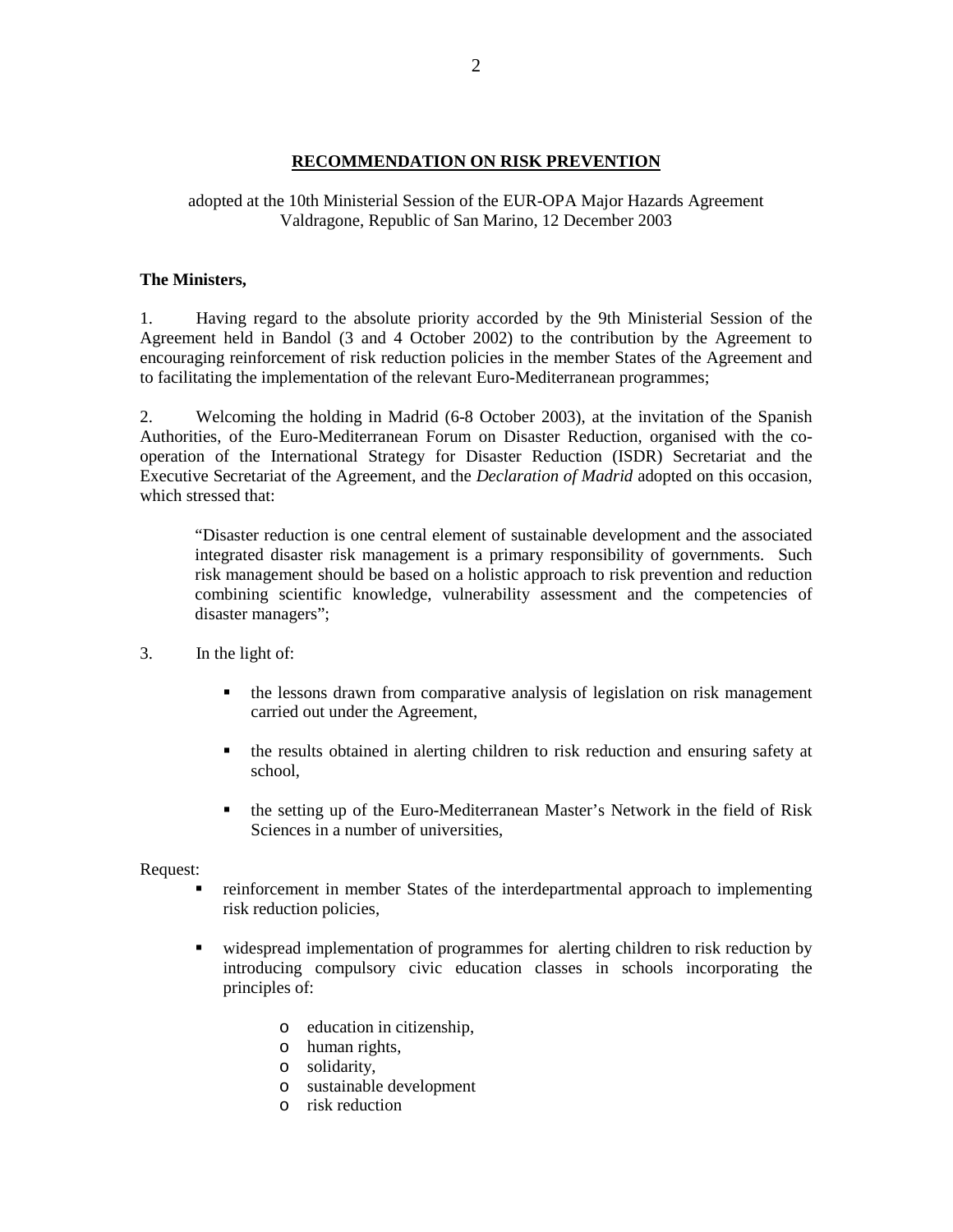## RECOMMENDATION ON RISK PREVENTION

adopted at the 10th Ministerial Session of the EUR-OPA Major Hazards Agreement
Valdragone, Republic of San Marino, 12 December 2003

**The Ministers,**

1. Having regard to the absolute priority accorded by the 9th Ministerial Session of the Agreement held in Bandol (3 and 4 October 2002) to the contribution by the Agreement to encouraging reinforcement of risk reduction policies in the member States of the Agreement and to facilitating the implementation of the relevant Euro-Mediterranean programmes;

2. Welcoming the holding in Madrid (6-8 October 2003), at the invitation of the Spanish Authorities, of the Euro-Mediterranean Forum on Disaster Reduction, organised with the co-operation of the International Strategy for Disaster Reduction (ISDR) Secretariat and the Executive Secretariat of the Agreement, and the *Declaration of Madrid* adopted on this occasion, which stressed that:

> "Disaster reduction is one central element of sustainable development and the associated integrated disaster risk management is a primary responsibility of governments. Such risk management should be based on a holistic approach to risk prevention and reduction combining scientific knowledge, vulnerability assessment and the competencies of disaster managers";

3. In the light of:

- the lessons drawn from comparative analysis of legislation on risk management carried out under the Agreement,
- the results obtained in alerting children to risk reduction and ensuring safety at school,
- the setting up of the Euro-Mediterranean Master's Network in the field of Risk Sciences in a number of universities,

Request:

- reinforcement in member States of the interdepartmental approach to implementing risk reduction policies,
- widespread implementation of programmes for alerting children to risk reduction by introducing compulsory civic education classes in schools incorporating the principles of:
  - education in citizenship,
  - human rights,
  - solidarity,
  - sustainable development
  - risk reduction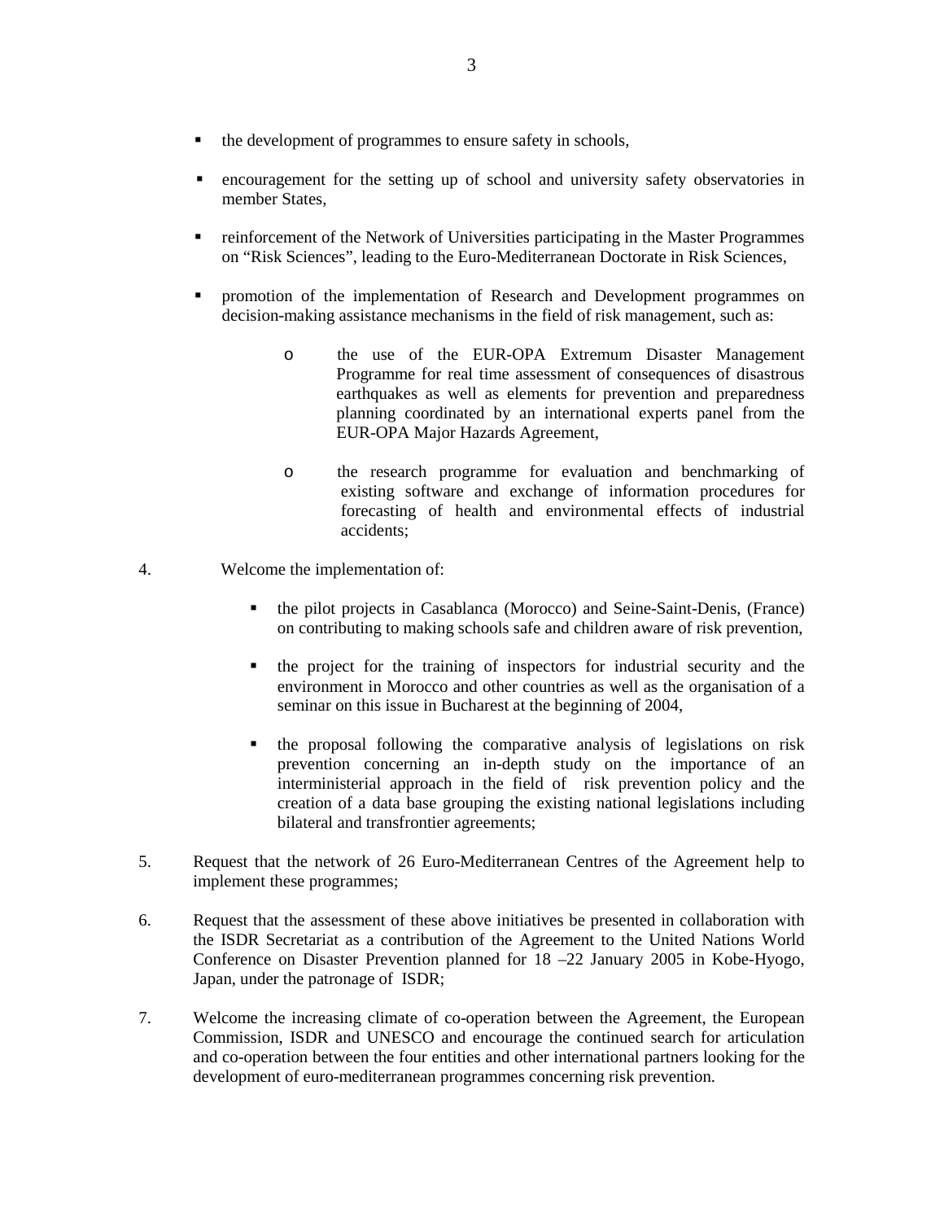- the development of programmes to ensure safety in schools,

- encouragement for the setting up of school and university safety observatories in member States,

- reinforcement of the Network of Universities participating in the Master Programmes on "Risk Sciences", leading to the Euro-Mediterranean Doctorate in Risk Sciences,

- promotion of the implementation of Research and Development programmes on decision-making assistance mechanisms in the field of risk management, such as:

    - the use of the EUR-OPA Extremum Disaster Management Programme for real time assessment of consequences of disastrous earthquakes as well as elements for prevention and preparedness planning coordinated by an international experts panel from the EUR-OPA Major Hazards Agreement,

    - the research programme for evaluation and benchmarking of existing software and exchange of information procedures for forecasting of health and environmental effects of industrial accidents;

4. Welcome the implementation of:

    - the pilot projects in Casablanca (Morocco) and Seine-Saint-Denis, (France) on contributing to making schools safe and children aware of risk prevention,

    - the project for the training of inspectors for industrial security and the environment in Morocco and other countries as well as the organisation of a seminar on this issue in Bucharest at the beginning of 2004,

    - the proposal following the comparative analysis of legislations on risk prevention concerning an in-depth study on the importance of an interministerial approach in the field of risk prevention policy and the creation of a data base grouping the existing national legislations including bilateral and transfrontier agreements;

5. Request that the network of 26 Euro-Mediterranean Centres of the Agreement help to implement these programmes;

6. Request that the assessment of these above initiatives be presented in collaboration with the ISDR Secretariat as a contribution of the Agreement to the United Nations World Conference on Disaster Prevention planned for 18 –22 January 2005 in Kobe-Hyogo, Japan, under the patronage of ISDR;

7. Welcome the increasing climate of co-operation between the Agreement, the European Commission, ISDR and UNESCO and encourage the continued search for articulation and co-operation between the four entities and other international partners looking for the development of euro-mediterranean programmes concerning risk prevention.